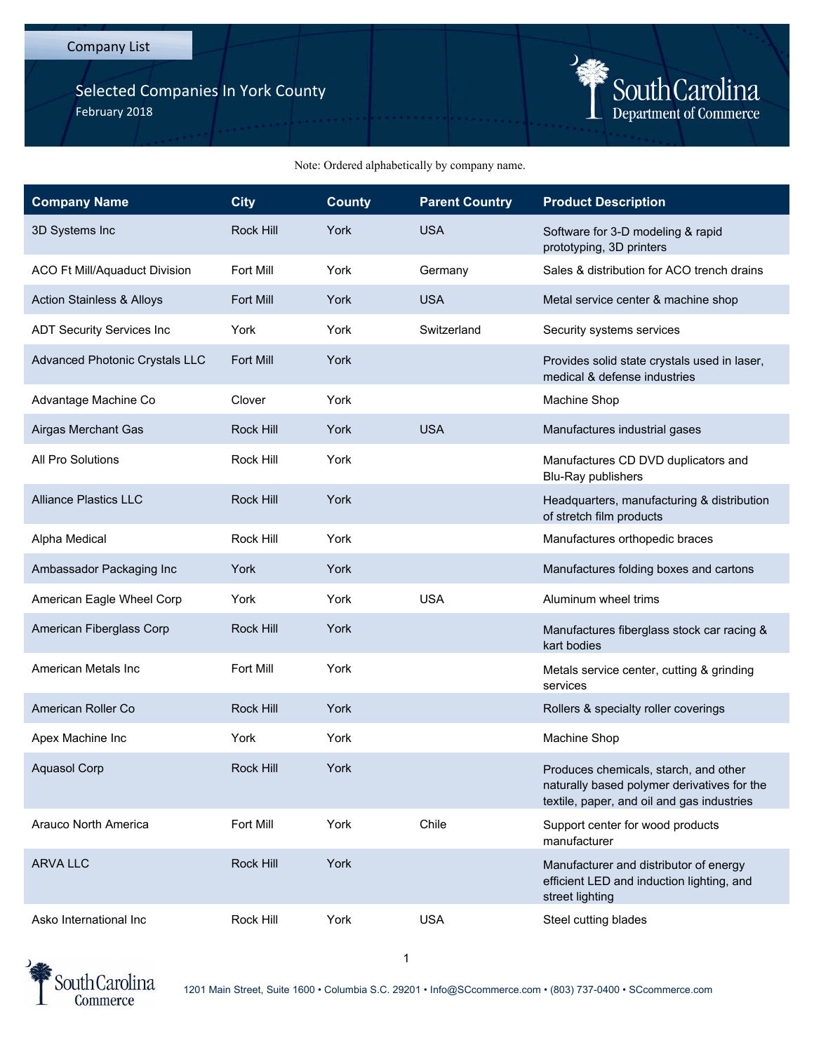Company List

# Selected Companies In York County

February 2018

Note: Ordered alphabetically by company name.

| Company Name | City | County | Parent Country | Product Description |
|---|---|---|---|---|
| 3D Systems Inc | Rock Hill | York | USA | Software for 3-D modeling & rapid prototyping, 3D printers |
| ACO Ft Mill/Aquaduct Division | Fort Mill | York | Germany | Sales & distribution for ACO trench drains |
| Action Stainless & Alloys | Fort Mill | York | USA | Metal service center & machine shop |
| ADT Security Services Inc | York | York | Switzerland | Security systems services |
| Advanced Photonic Crystals LLC | Fort Mill | York | | Provides solid state crystals used in laser, medical & defense industries |
| Advantage Machine Co | Clover | York | | Machine Shop |
| Airgas Merchant Gas | Rock Hill | York | USA | Manufactures industrial gases |
| All Pro Solutions | Rock Hill | York | | Manufactures CD DVD duplicators and Blu-Ray publishers |
| Alliance Plastics LLC | Rock Hill | York | | Headquarters, manufacturing & distribution of stretch film products |
| Alpha Medical | Rock Hill | York | | Manufactures orthopedic braces |
| Ambassador Packaging Inc | York | York | | Manufactures folding boxes and cartons |
| American Eagle Wheel Corp | York | York | USA | Aluminum wheel trims |
| American Fiberglass Corp | Rock Hill | York | | Manufactures fiberglass stock car racing & kart bodies |
| American Metals Inc | Fort Mill | York | | Metals service center, cutting & grinding services |
| American Roller Co | Rock Hill | York | | Rollers & specialty roller coverings |
| Apex Machine Inc | York | York | | Machine Shop |
| Aquasol Corp | Rock Hill | York | | Produces chemicals, starch, and other naturally based polymer derivatives for the textile, paper, and oil and gas industries |
| Arauco North America | Fort Mill | York | Chile | Support center for wood products manufacturer |
| ARVA LLC | Rock Hill | York | | Manufacturer and distributor of energy efficient LED and induction lighting, and street lighting |
| Asko International Inc | Rock Hill | York | USA | Steel cutting blades |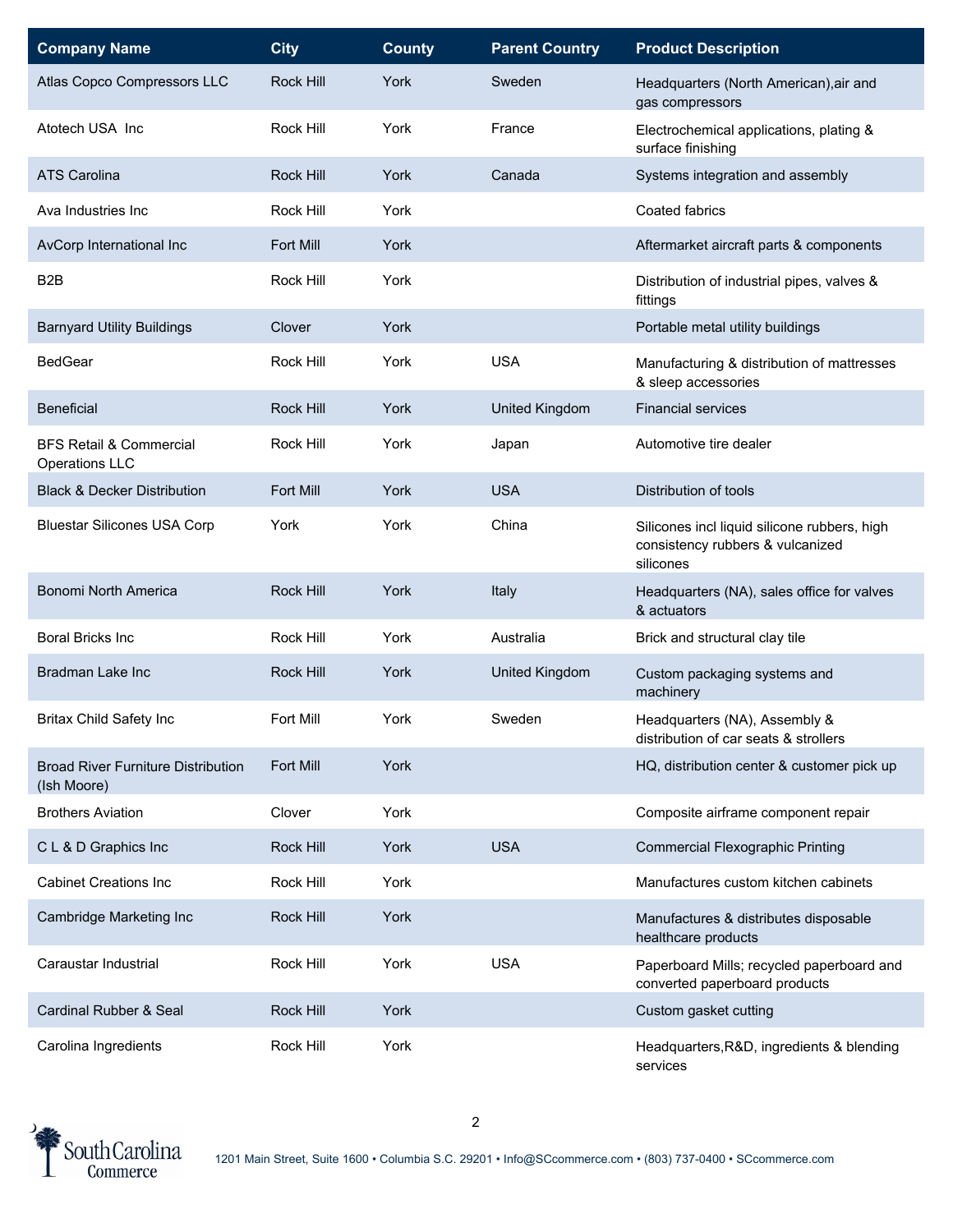| Company Name | City | County | Parent Country | Product Description |
| --- | --- | --- | --- | --- |
| Atlas Copco Compressors LLC | Rock Hill | York | Sweden | Headquarters (North American),air and gas compressors |
| Atotech USA  Inc | Rock Hill | York | France | Electrochemical applications, plating & surface finishing |
| ATS Carolina | Rock Hill | York | Canada | Systems integration and assembly |
| Ava Industries Inc | Rock Hill | York | | Coated fabrics |
| AvCorp International Inc | Fort Mill | York | | Aftermarket aircraft parts & components |
| B2B | Rock Hill | York | | Distribution of industrial pipes, valves & fittings |
| Barnyard Utility Buildings | Clover | York | | Portable metal utility buildings |
| BedGear | Rock Hill | York | USA | Manufacturing & distribution of mattresses & sleep accessories |
| Beneficial | Rock Hill | York | United Kingdom | Financial services |
| BFS Retail & Commercial Operations LLC | Rock Hill | York | Japan | Automotive tire dealer |
| Black & Decker Distribution | Fort Mill | York | USA | Distribution of tools |
| Bluestar Silicones USA Corp | York | York | China | Silicones incl liquid silicone rubbers, high consistency rubbers & vulcanized silicones |
| Bonomi North America | Rock Hill | York | Italy | Headquarters (NA), sales office for valves & actuators |
| Boral Bricks Inc | Rock Hill | York | Australia | Brick and structural clay tile |
| Bradman Lake Inc | Rock Hill | York | United Kingdom | Custom packaging systems and machinery |
| Britax Child Safety Inc | Fort Mill | York | Sweden | Headquarters (NA), Assembly & distribution of car seats & strollers |
| Broad River Furniture Distribution (Ish Moore) | Fort Mill | York | | HQ, distribution center & customer pick up |
| Brothers Aviation | Clover | York | | Composite airframe component repair |
| C L & D Graphics Inc | Rock Hill | York | USA | Commercial Flexographic Printing |
| Cabinet Creations Inc | Rock Hill | York | | Manufactures custom kitchen cabinets |
| Cambridge Marketing Inc | Rock Hill | York | | Manufactures & distributes disposable healthcare products |
| Caraustar Industrial | Rock Hill | York | USA | Paperboard Mills; recycled paperboard and converted paperboard products |
| Cardinal Rubber & Seal | Rock Hill | York | | Custom gasket cutting |
| Carolina Ingredients | Rock Hill | York | | Headquarters,R&D, ingredients & blending services |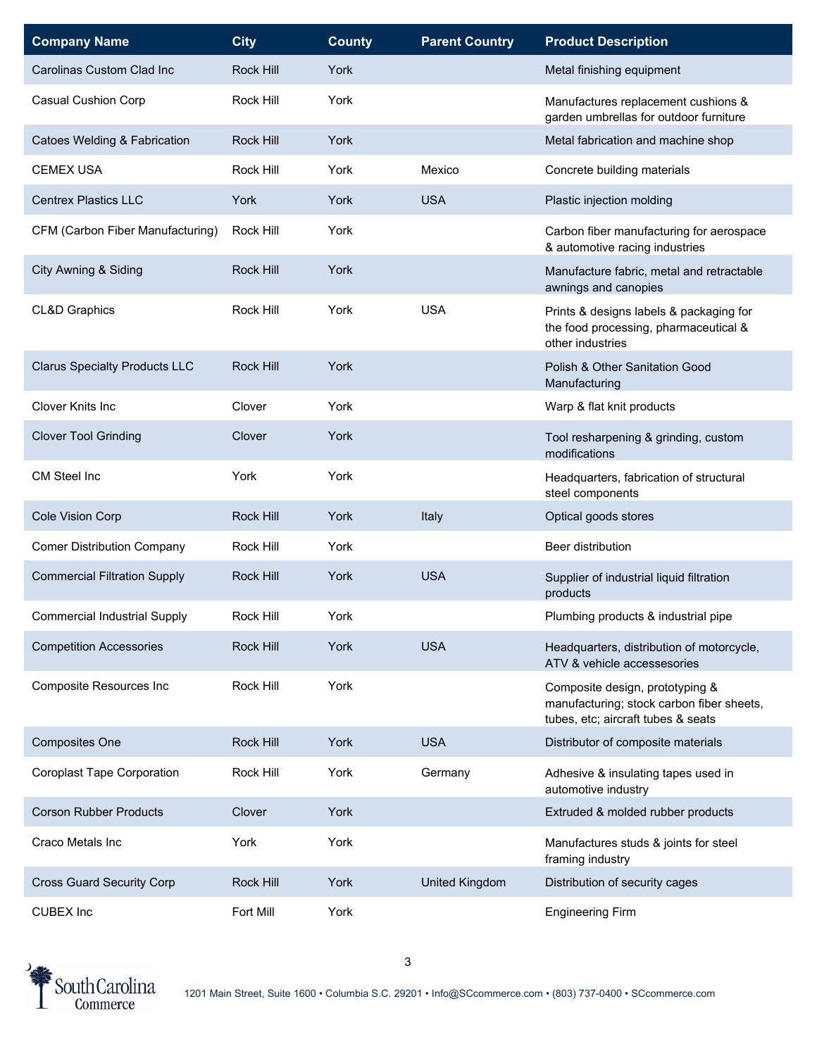| Company Name | City | County | Parent Country | Product Description |
|---|---|---|---|---|
| Carolinas Custom Clad Inc | Rock Hill | York | | Metal finishing equipment |
| Casual Cushion Corp | Rock Hill | York | | Manufactures replacement cushions & garden umbrellas for outdoor furniture |
| Catoes Welding & Fabrication | Rock Hill | York | | Metal fabrication and machine shop |
| CEMEX USA | Rock Hill | York | Mexico | Concrete building materials |
| Centrex Plastics LLC | York | York | USA | Plastic injection molding |
| CFM (Carbon Fiber Manufacturing) | Rock Hill | York | | Carbon fiber manufacturing for aerospace & automotive racing industries |
| City Awning & Siding | Rock Hill | York | | Manufacture fabric, metal and retractable awnings and canopies |
| CL&D Graphics | Rock Hill | York | USA | Prints & designs labels & packaging for the food processing, pharmaceutical & other industries |
| Clarus Specialty Products LLC | Rock Hill | York | | Polish & Other Sanitation Good Manufacturing |
| Clover Knits Inc | Clover | York | | Warp & flat knit products |
| Clover Tool Grinding | Clover | York | | Tool resharpening & grinding, custom modifications |
| CM Steel Inc | York | York | | Headquarters, fabrication of structural steel components |
| Cole Vision Corp | Rock Hill | York | Italy | Optical goods stores |
| Comer Distribution Company | Rock Hill | York | | Beer distribution |
| Commercial Filtration Supply | Rock Hill | York | USA | Supplier of industrial liquid filtration products |
| Commercial Industrial Supply | Rock Hill | York | | Plumbing products & industrial pipe |
| Competition Accessories | Rock Hill | York | USA | Headquarters, distribution of motorcycle, ATV & vehicle accessesories |
| Composite Resources Inc | Rock Hill | York | | Composite design, prototyping & manufacturing; stock carbon fiber sheets, tubes, etc; aircraft tubes & seats |
| Composites One | Rock Hill | York | USA | Distributor of composite materials |
| Coroplast Tape Corporation | Rock Hill | York | Germany | Adhesive & insulating tapes used in automotive industry |
| Corson Rubber Products | Clover | York | | Extruded & molded rubber products |
| Craco Metals Inc | York | York | | Manufactures studs & joints for steel framing industry |
| Cross Guard Security Corp | Rock Hill | York | United Kingdom | Distribution of security cages |
| CUBEX Inc | Fort Mill | York | | Engineering Firm |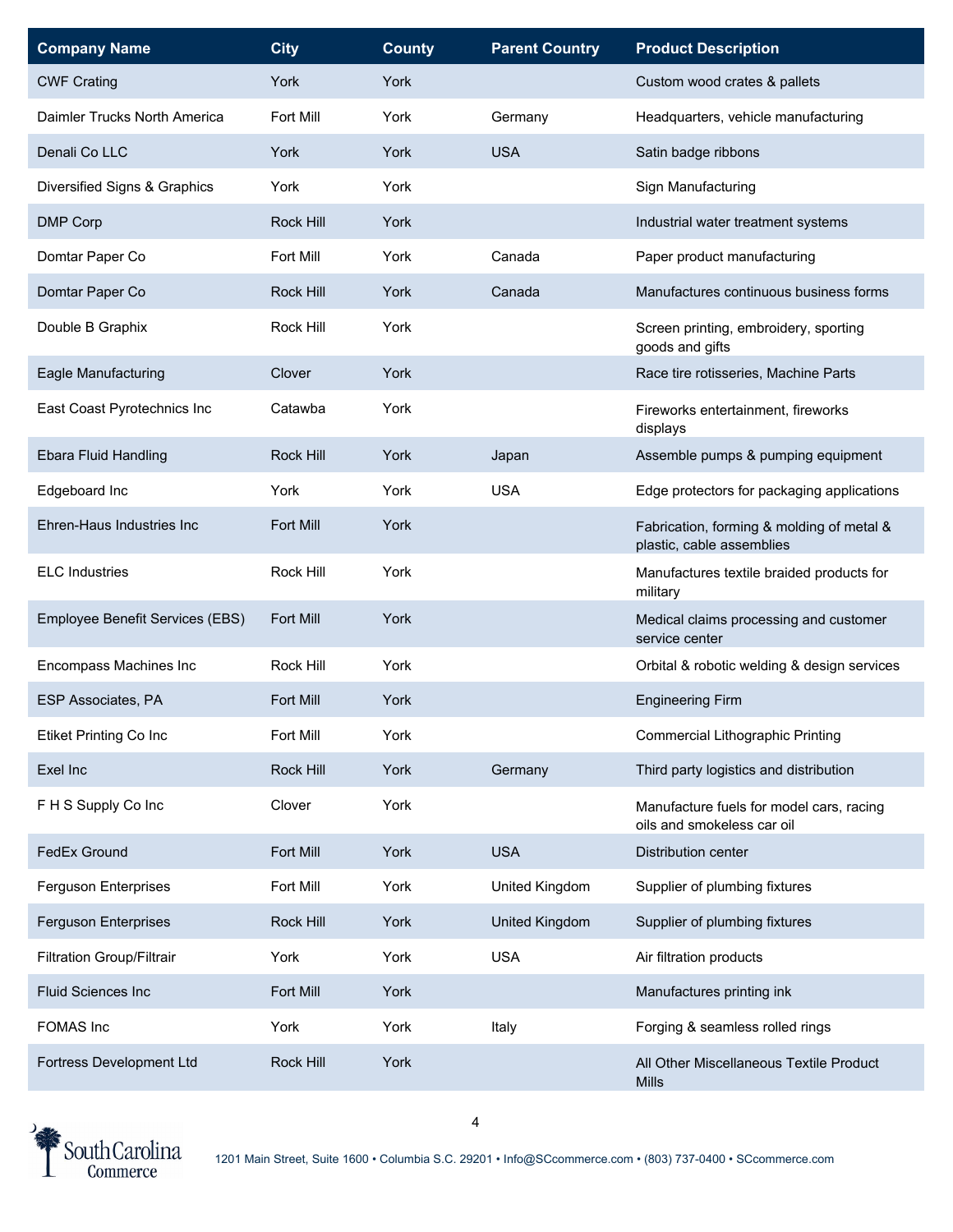| Company Name | City | County | Parent Country | Product Description |
|---|---|---|---|---|
| CWF Crating | York | York | | Custom wood crates & pallets |
| Daimler Trucks North America | Fort Mill | York | Germany | Headquarters, vehicle manufacturing |
| Denali Co LLC | York | York | USA | Satin badge ribbons |
| Diversified Signs & Graphics | York | York | | Sign Manufacturing |
| DMP Corp | Rock Hill | York | | Industrial water treatment systems |
| Domtar Paper Co | Fort Mill | York | Canada | Paper product manufacturing |
| Domtar Paper Co | Rock Hill | York | Canada | Manufactures continuous business forms |
| Double B Graphix | Rock Hill | York | | Screen printing, embroidery, sporting goods and gifts |
| Eagle Manufacturing | Clover | York | | Race tire rotisseries, Machine Parts |
| East Coast Pyrotechnics Inc | Catawba | York | | Fireworks entertainment, fireworks displays |
| Ebara Fluid Handling | Rock Hill | York | Japan | Assemble pumps & pumping equipment |
| Edgeboard Inc | York | York | USA | Edge protectors for packaging applications |
| Ehren-Haus Industries Inc | Fort Mill | York | | Fabrication, forming & molding of metal & plastic, cable assemblies |
| ELC Industries | Rock Hill | York | | Manufactures textile braided products for military |
| Employee Benefit Services (EBS) | Fort Mill | York | | Medical claims processing and customer service center |
| Encompass Machines Inc | Rock Hill | York | | Orbital & robotic welding & design services |
| ESP Associates, PA | Fort Mill | York | | Engineering Firm |
| Etiket Printing Co Inc | Fort Mill | York | | Commercial Lithographic Printing |
| Exel Inc | Rock Hill | York | Germany | Third party logistics and distribution |
| F H S Supply Co Inc | Clover | York | | Manufacture fuels for model cars, racing oils and smokeless car oil |
| FedEx Ground | Fort Mill | York | USA | Distribution center |
| Ferguson Enterprises | Fort Mill | York | United Kingdom | Supplier of plumbing fixtures |
| Ferguson Enterprises | Rock Hill | York | United Kingdom | Supplier of plumbing fixtures |
| Filtration Group/Filtrair | York | York | USA | Air filtration products |
| Fluid Sciences Inc | Fort Mill | York | | Manufactures printing ink |
| FOMAS Inc | York | York | Italy | Forging & seamless rolled rings |
| Fortress Development Ltd | Rock Hill | York | | All Other Miscellaneous Textile Product Mills |

1201 Main Street, Suite 1600 • Columbia S.C. 29201 • Info@SCcommerce.com • (803) 737-0400 • SCcommerce.com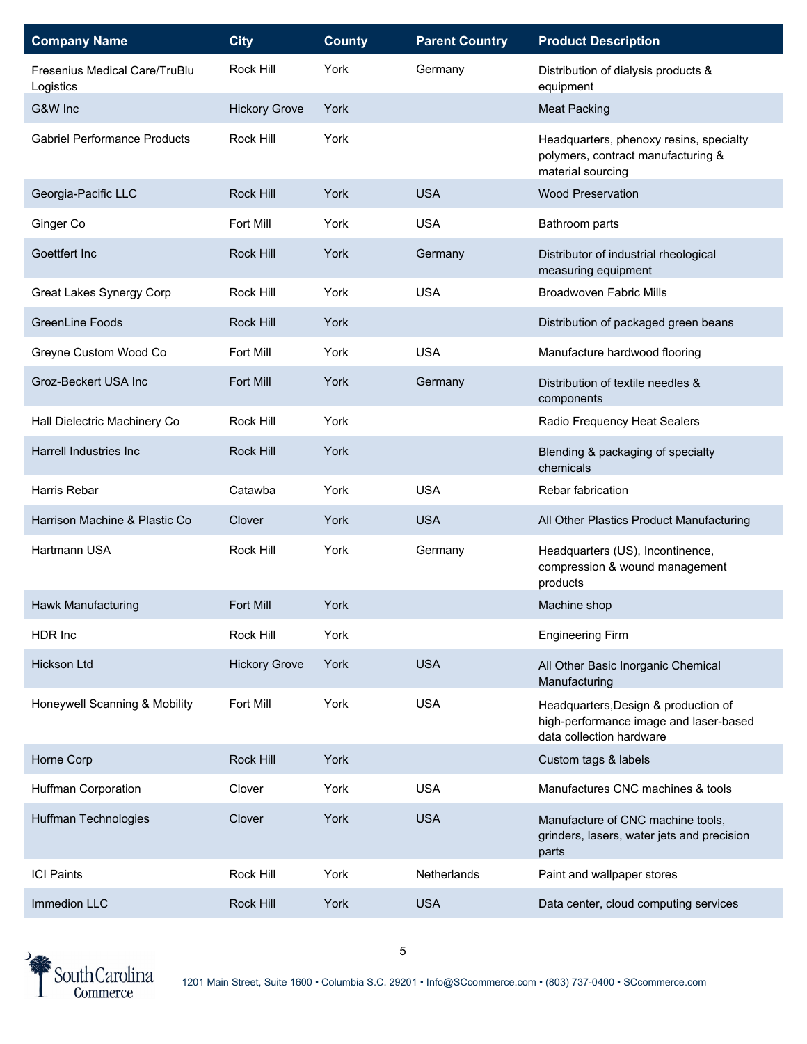| Company Name | City | County | Parent Country | Product Description |
| --- | --- | --- | --- | --- |
| Fresenius Medical Care/TruBlu Logistics | Rock Hill | York | Germany | Distribution of dialysis products & equipment |
| G&W Inc | Hickory Grove | York | | Meat Packing |
| Gabriel Performance Products | Rock Hill | York | | Headquarters, phenoxy resins, specialty polymers, contract manufacturing & material sourcing |
| Georgia-Pacific LLC | Rock Hill | York | USA | Wood Preservation |
| Ginger Co | Fort Mill | York | USA | Bathroom parts |
| Goettfert Inc | Rock Hill | York | Germany | Distributor of industrial rheological measuring equipment |
| Great Lakes Synergy Corp | Rock Hill | York | USA | Broadwoven Fabric Mills |
| GreenLine Foods | Rock Hill | York | | Distribution of packaged green beans |
| Greyne Custom Wood Co | Fort Mill | York | USA | Manufacture hardwood flooring |
| Groz-Beckert USA Inc | Fort Mill | York | Germany | Distribution of textile needles & components |
| Hall Dielectric Machinery Co | Rock Hill | York | | Radio Frequency Heat Sealers |
| Harrell Industries Inc | Rock Hill | York | | Blending & packaging of specialty chemicals |
| Harris Rebar | Catawba | York | USA | Rebar fabrication |
| Harrison Machine & Plastic Co | Clover | York | USA | All Other Plastics Product Manufacturing |
| Hartmann USA | Rock Hill | York | Germany | Headquarters (US), Incontinence, compression & wound management products |
| Hawk Manufacturing | Fort Mill | York | | Machine shop |
| HDR Inc | Rock Hill | York | | Engineering Firm |
| Hickson Ltd | Hickory Grove | York | USA | All Other Basic Inorganic Chemical Manufacturing |
| Honeywell Scanning & Mobility | Fort Mill | York | USA | Headquarters,Design & production of high-performance image and laser-based data collection hardware |
| Horne Corp | Rock Hill | York | | Custom tags & labels |
| Huffman Corporation | Clover | York | USA | Manufactures CNC machines & tools |
| Huffman Technologies | Clover | York | USA | Manufacture of CNC machine tools, grinders, lasers, water jets and precision parts |
| ICI Paints | Rock Hill | York | Netherlands | Paint and wallpaper stores |
| Immedion LLC | Rock Hill | York | USA | Data center, cloud computing services |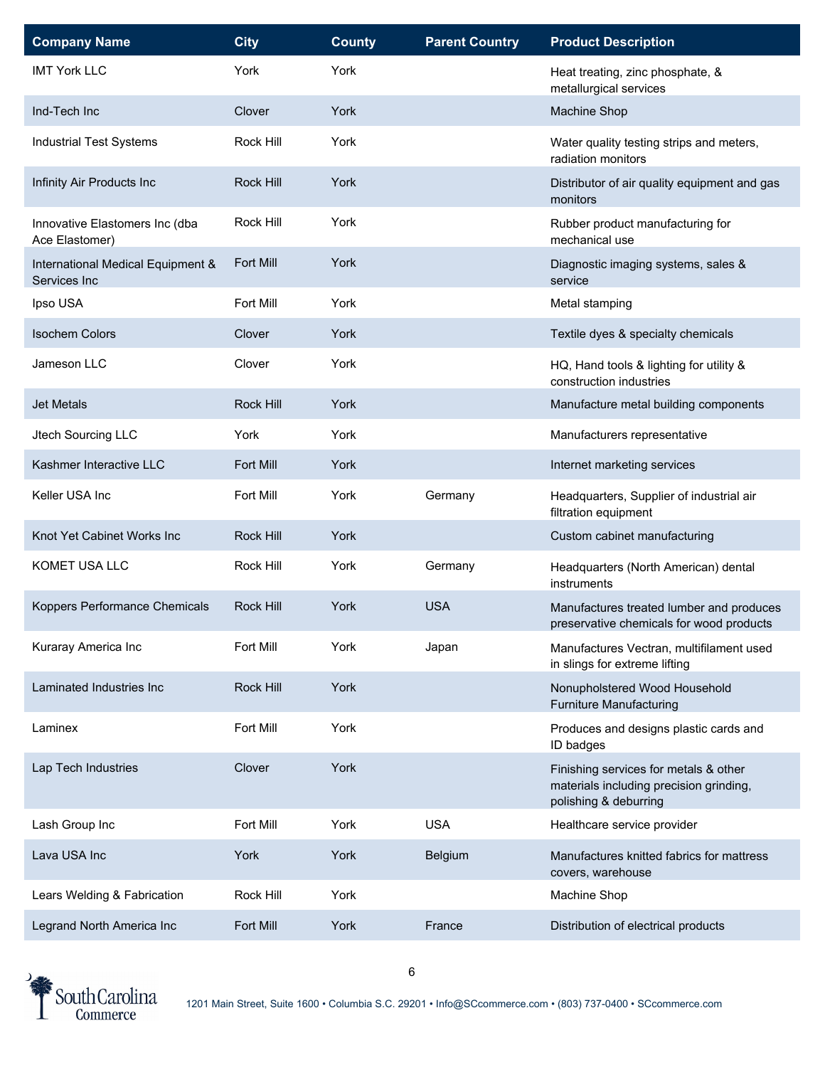| Company Name | City | County | Parent Country | Product Description |
|---|---|---|---|---|
| IMT York LLC | York | York | | Heat treating, zinc phosphate, & metallurgical services |
| Ind-Tech Inc | Clover | York | | Machine Shop |
| Industrial Test Systems | Rock Hill | York | | Water quality testing strips and meters, radiation monitors |
| Infinity Air Products Inc | Rock Hill | York | | Distributor of air quality equipment and gas monitors |
| Innovative Elastomers Inc (dba Ace Elastomer) | Rock Hill | York | | Rubber product manufacturing for mechanical use |
| International Medical Equipment & Services Inc | Fort Mill | York | | Diagnostic imaging systems, sales & service |
| Ipso USA | Fort Mill | York | | Metal stamping |
| Isochem Colors | Clover | York | | Textile dyes & specialty chemicals |
| Jameson LLC | Clover | York | | HQ, Hand tools & lighting for utility & construction industries |
| Jet Metals | Rock Hill | York | | Manufacture metal building components |
| Jtech Sourcing LLC | York | York | | Manufacturers representative |
| Kashmer Interactive LLC | Fort Mill | York | | Internet marketing services |
| Keller USA Inc | Fort Mill | York | Germany | Headquarters, Supplier of industrial air filtration equipment |
| Knot Yet Cabinet Works Inc | Rock Hill | York | | Custom cabinet manufacturing |
| KOMET USA LLC | Rock Hill | York | Germany | Headquarters (North American) dental instruments |
| Koppers Performance Chemicals | Rock Hill | York | USA | Manufactures treated lumber and produces preservative chemicals for wood products |
| Kuraray America Inc | Fort Mill | York | Japan | Manufactures Vectran, multifilament used in slings for extreme lifting |
| Laminated Industries Inc | Rock Hill | York | | Nonupholstered Wood Household Furniture Manufacturing |
| Laminex | Fort Mill | York | | Produces and designs plastic cards and ID badges |
| Lap Tech Industries | Clover | York | | Finishing services for metals & other materials including precision grinding, polishing & deburring |
| Lash Group Inc | Fort Mill | York | USA | Healthcare service provider |
| Lava USA Inc | York | York | Belgium | Manufactures knitted fabrics for mattress covers, warehouse |
| Lears Welding & Fabrication | Rock Hill | York | | Machine Shop |
| Legrand North America Inc | Fort Mill | York | France | Distribution of electrical products |

1201 Main Street, Suite 1600 • Columbia S.C. 29201 • Info@SCcommerce.com • (803) 737-0400 • SCcommerce.com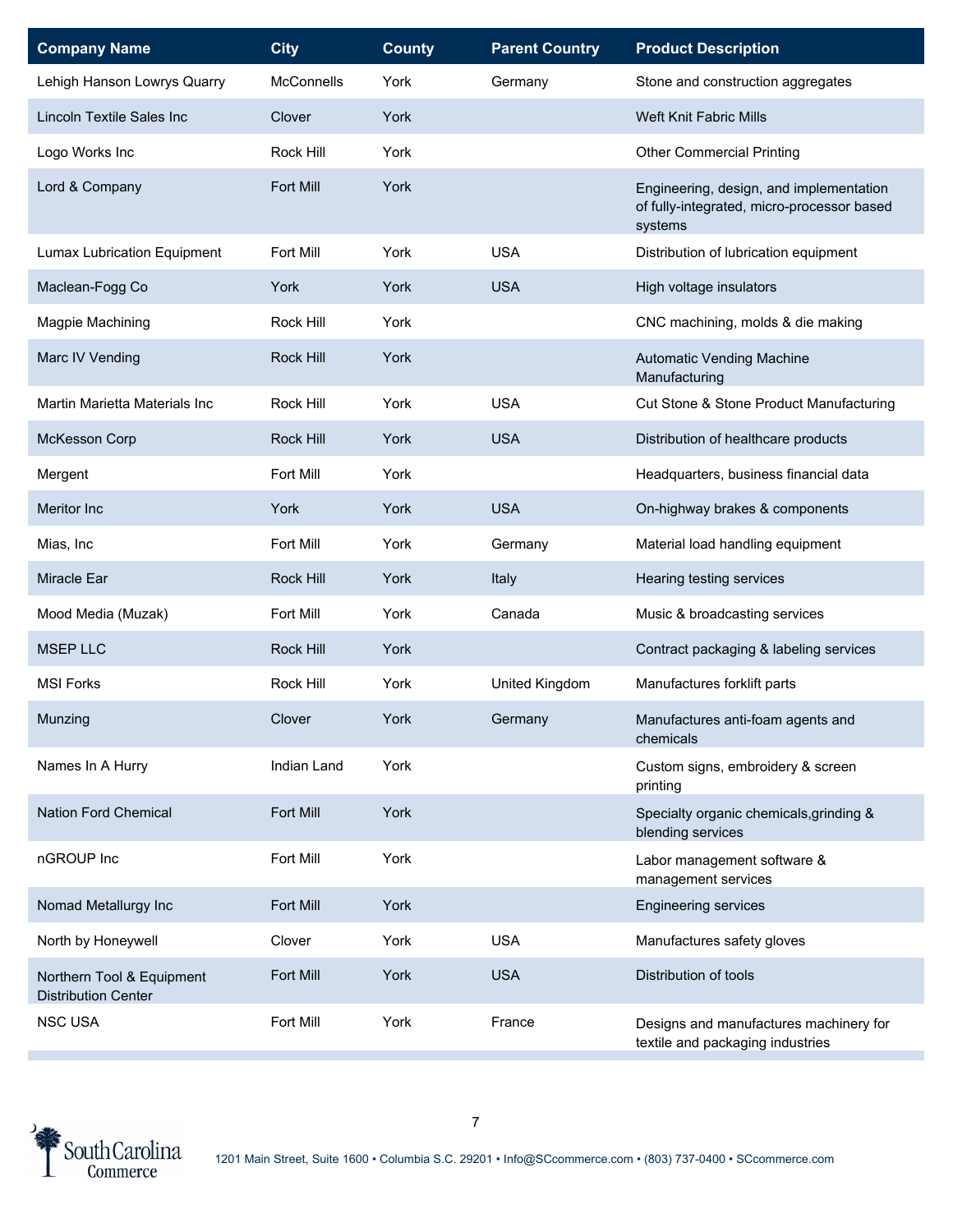| Company Name | City | County | Parent Country | Product Description |
| --- | --- | --- | --- | --- |
| Lehigh Hanson Lowrys Quarry | McConnells | York | Germany | Stone and construction aggregates |
| Lincoln Textile Sales Inc | Clover | York | | Weft Knit Fabric Mills |
| Logo Works Inc | Rock Hill | York | | Other Commercial Printing |
| Lord & Company | Fort Mill | York | | Engineering, design, and implementation of fully-integrated, micro-processor based systems |
| Lumax Lubrication Equipment | Fort Mill | York | USA | Distribution of lubrication equipment |
| Maclean-Fogg Co | York | York | USA | High voltage insulators |
| Magpie Machining | Rock Hill | York | | CNC machining, molds & die making |
| Marc IV Vending | Rock Hill | York | | Automatic Vending Machine Manufacturing |
| Martin Marietta Materials Inc | Rock Hill | York | USA | Cut Stone & Stone Product Manufacturing |
| McKesson Corp | Rock Hill | York | USA | Distribution of healthcare products |
| Mergent | Fort Mill | York | | Headquarters, business financial data |
| Meritor Inc | York | York | USA | On-highway brakes & components |
| Mias, Inc | Fort Mill | York | Germany | Material load handling equipment |
| Miracle Ear | Rock Hill | York | Italy | Hearing testing services |
| Mood Media (Muzak) | Fort Mill | York | Canada | Music & broadcasting services |
| MSEP LLC | Rock Hill | York | | Contract packaging & labeling services |
| MSI Forks | Rock Hill | York | United Kingdom | Manufactures forklift parts |
| Munzing | Clover | York | Germany | Manufactures anti-foam agents and chemicals |
| Names In A Hurry | Indian Land | York | | Custom signs, embroidery & screen printing |
| Nation Ford Chemical | Fort Mill | York | | Specialty organic chemicals,grinding & blending services |
| nGROUP Inc | Fort Mill | York | | Labor management software & management services |
| Nomad Metallurgy Inc | Fort Mill | York | | Engineering services |
| North by Honeywell | Clover | York | USA | Manufactures safety gloves |
| Northern Tool & Equipment Distribution Center | Fort Mill | York | USA | Distribution of tools |
| NSC USA | Fort Mill | York | France | Designs and manufactures machinery for textile and packaging industries |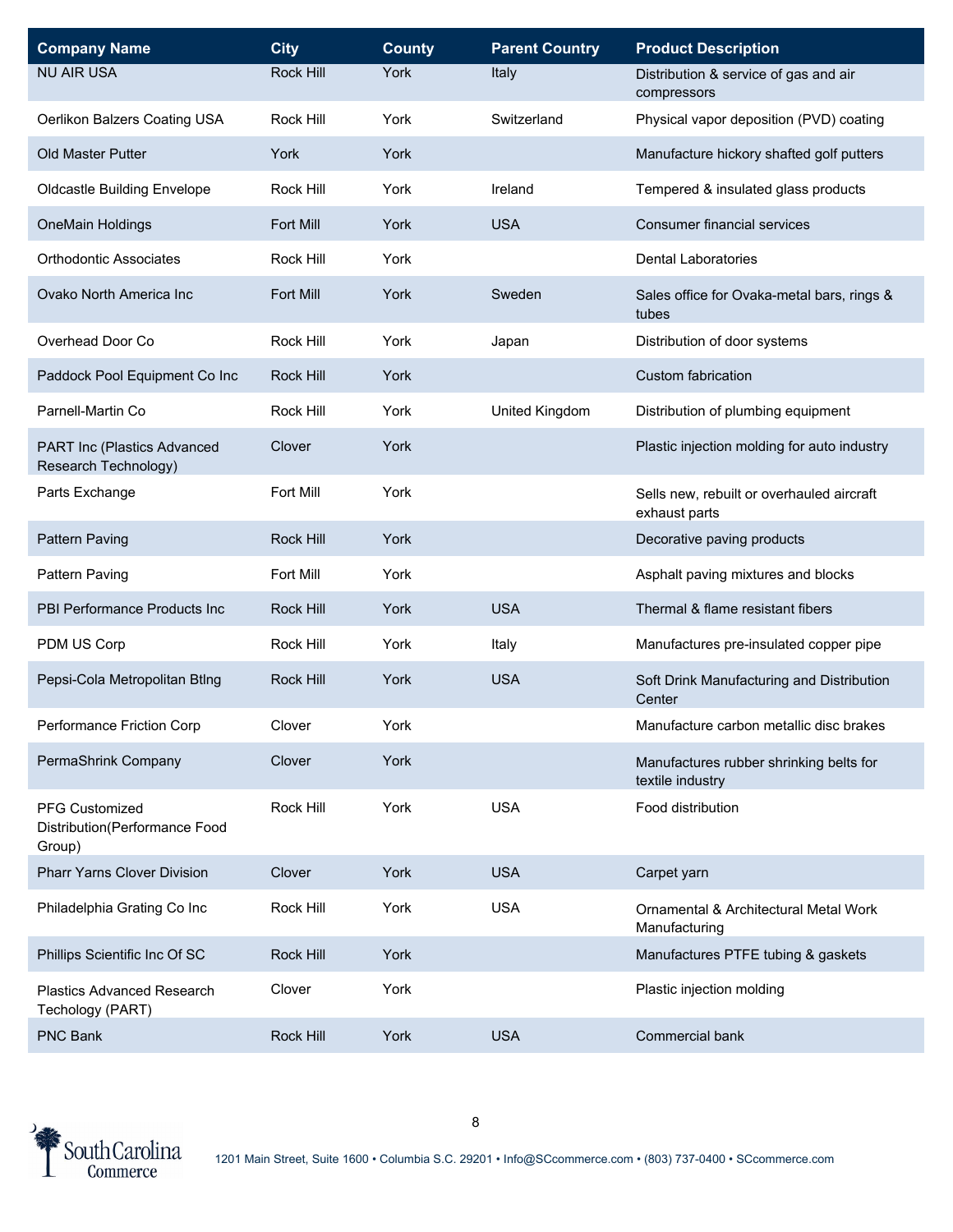| Company Name | City | County | Parent Country | Product Description |
| --- | --- | --- | --- | --- |
| NU AIR USA | Rock Hill | York | Italy | Distribution & service of gas and air compressors |
| Oerlikon Balzers Coating USA | Rock Hill | York | Switzerland | Physical vapor deposition (PVD) coating |
| Old Master Putter | York | York | | Manufacture hickory shafted golf putters |
| Oldcastle Building Envelope | Rock Hill | York | Ireland | Tempered & insulated glass products |
| OneMain Holdings | Fort Mill | York | USA | Consumer financial services |
| Orthodontic Associates | Rock Hill | York | | Dental Laboratories |
| Ovako North America Inc | Fort Mill | York | Sweden | Sales office for Ovaka-metal bars, rings & tubes |
| Overhead Door Co | Rock Hill | York | Japan | Distribution of door systems |
| Paddock Pool Equipment Co Inc | Rock Hill | York | | Custom fabrication |
| Parnell-Martin Co | Rock Hill | York | United Kingdom | Distribution of plumbing equipment |
| PART Inc (Plastics Advanced Research Technology) | Clover | York | | Plastic injection molding for auto industry |
| Parts Exchange | Fort Mill | York | | Sells new, rebuilt or overhauled aircraft exhaust parts |
| Pattern Paving | Rock Hill | York | | Decorative paving products |
| Pattern Paving | Fort Mill | York | | Asphalt paving mixtures and blocks |
| PBI Performance Products Inc | Rock Hill | York | USA | Thermal & flame resistant fibers |
| PDM US Corp | Rock Hill | York | Italy | Manufactures pre-insulated copper pipe |
| Pepsi-Cola Metropolitan Btlng | Rock Hill | York | USA | Soft Drink Manufacturing and Distribution Center |
| Performance Friction Corp | Clover | York | | Manufacture carbon metallic disc brakes |
| PermaShrink Company | Clover | York | | Manufactures rubber shrinking belts for textile industry |
| PFG Customized Distribution(Performance Food Group) | Rock Hill | York | USA | Food distribution |
| Pharr Yarns Clover Division | Clover | York | USA | Carpet yarn |
| Philadelphia Grating Co Inc | Rock Hill | York | USA | Ornamental & Architectural Metal Work Manufacturing |
| Phillips Scientific Inc Of SC | Rock Hill | York | | Manufactures PTFE tubing & gaskets |
| Plastics Advanced Research Techology (PART) | Clover | York | | Plastic injection molding |
| PNC Bank | Rock Hill | York | USA | Commercial bank |

1201 Main Street, Suite 1600 • Columbia S.C. 29201 • Info@SCcommerce.com • (803) 737-0400 • SCcommerce.com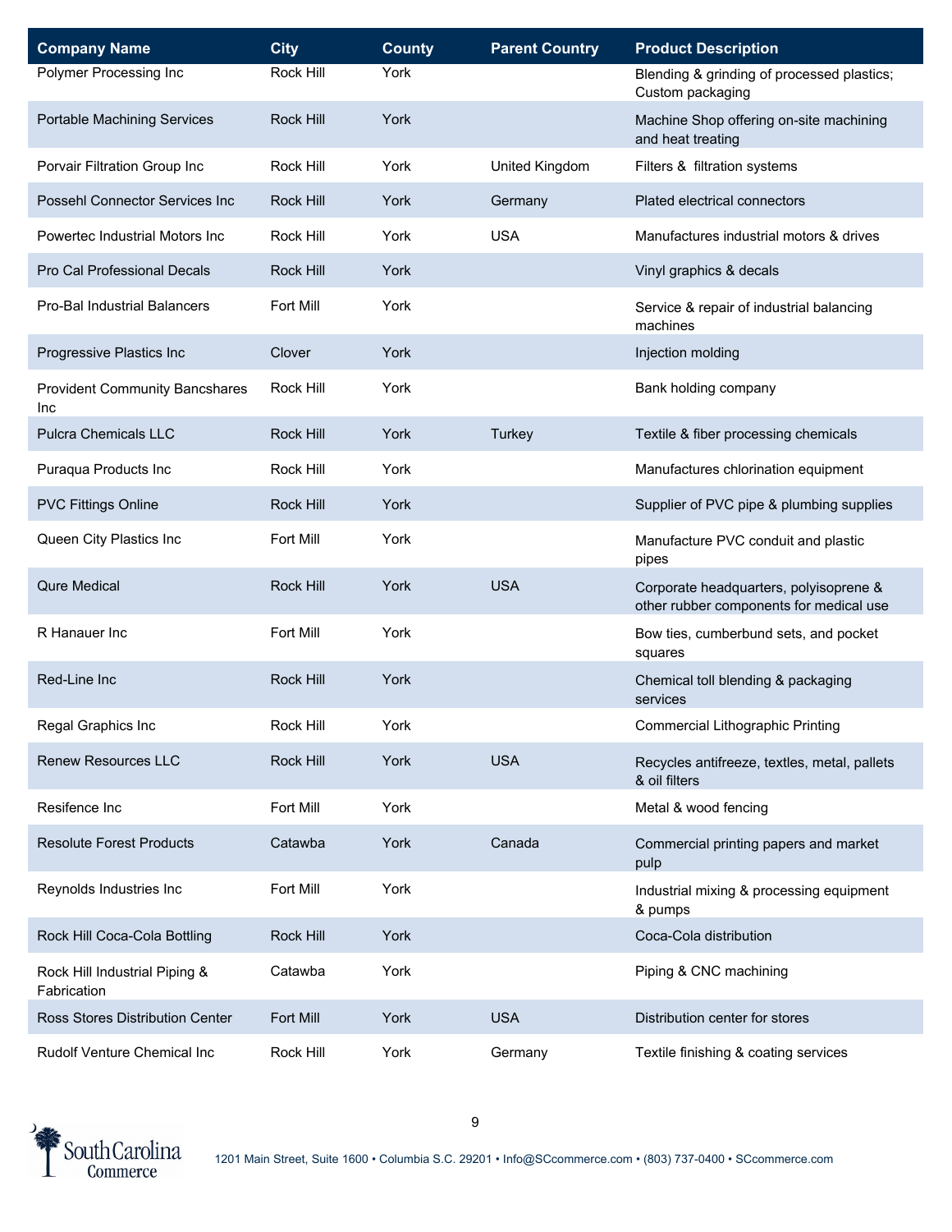| Company Name | City | County | Parent Country | Product Description |
|---|---|---|---|---|
| Polymer Processing Inc | Rock Hill | York | | Blending & grinding of processed plastics; Custom packaging |
| Portable Machining Services | Rock Hill | York | | Machine Shop offering on-site machining and heat treating |
| Porvair Filtration Group Inc | Rock Hill | York | United Kingdom | Filters & filtration systems |
| Possehl Connector Services Inc | Rock Hill | York | Germany | Plated electrical connectors |
| Powertec Industrial Motors Inc | Rock Hill | York | USA | Manufactures industrial motors & drives |
| Pro Cal Professional Decals | Rock Hill | York | | Vinyl graphics & decals |
| Pro-Bal Industrial Balancers | Fort Mill | York | | Service & repair of industrial balancing machines |
| Progressive Plastics Inc | Clover | York | | Injection molding |
| Provident Community Bancshares Inc | Rock Hill | York | | Bank holding company |
| Pulcra Chemicals LLC | Rock Hill | York | Turkey | Textile & fiber processing chemicals |
| Puraqua Products Inc | Rock Hill | York | | Manufactures chlorination equipment |
| PVC Fittings Online | Rock Hill | York | | Supplier of PVC pipe & plumbing supplies |
| Queen City Plastics Inc | Fort Mill | York | | Manufacture PVC conduit and plastic pipes |
| Qure Medical | Rock Hill | York | USA | Corporate headquarters, polyisoprene & other rubber components for medical use |
| R Hanauer Inc | Fort Mill | York | | Bow ties, cumberbund sets, and pocket squares |
| Red-Line Inc | Rock Hill | York | | Chemical toll blending & packaging services |
| Regal Graphics Inc | Rock Hill | York | | Commercial Lithographic Printing |
| Renew Resources LLC | Rock Hill | York | USA | Recycles antifreeze, textles, metal, pallets & oil filters |
| Resifence Inc | Fort Mill | York | | Metal & wood fencing |
| Resolute Forest Products | Catawba | York | Canada | Commercial printing papers and market pulp |
| Reynolds Industries Inc | Fort Mill | York | | Industrial mixing & processing equipment & pumps |
| Rock Hill Coca-Cola Bottling | Rock Hill | York | | Coca-Cola distribution |
| Rock Hill Industrial Piping & Fabrication | Catawba | York | | Piping & CNC machining |
| Ross Stores Distribution Center | Fort Mill | York | USA | Distribution center for stores |
| Rudolf Venture Chemical Inc | Rock Hill | York | Germany | Textile finishing & coating services |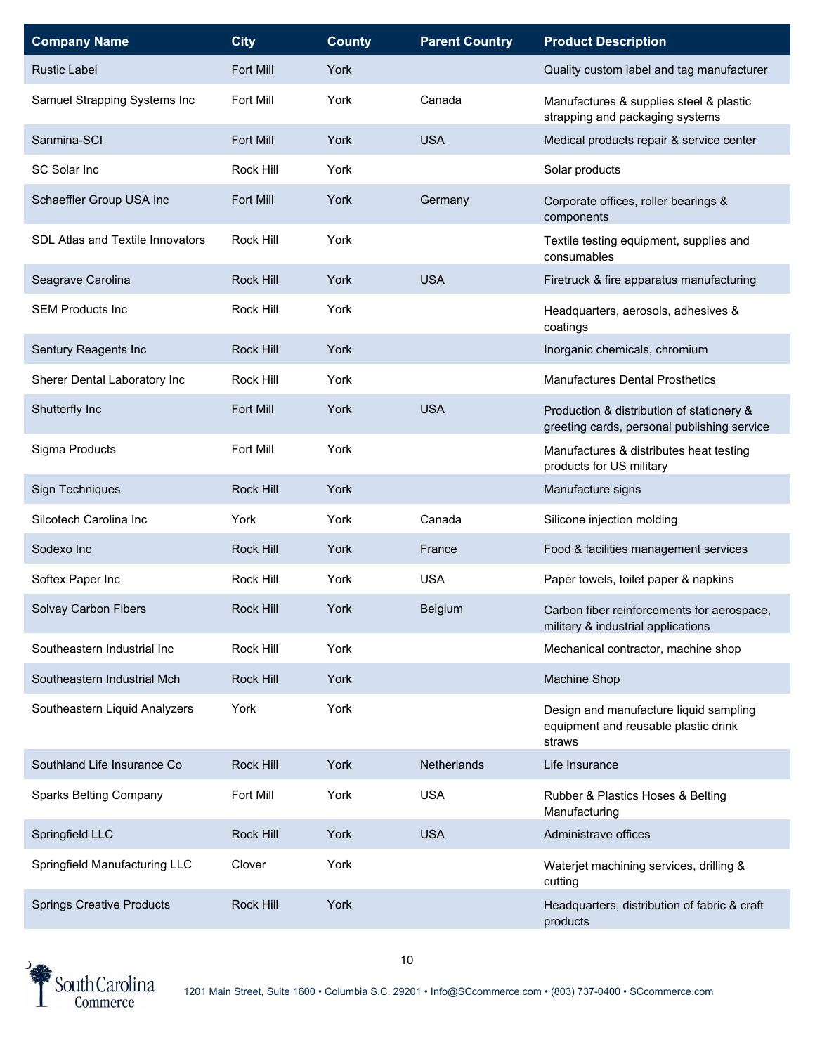| Company Name | City | County | Parent Country | Product Description |
|---|---|---|---|---|
| Rustic Label | Fort Mill | York | | Quality custom label and tag manufacturer |
| Samuel Strapping Systems Inc | Fort Mill | York | Canada | Manufactures & supplies steel & plastic strapping and packaging systems |
| Sanmina-SCI | Fort Mill | York | USA | Medical products repair & service center |
| SC Solar Inc | Rock Hill | York | | Solar products |
| Schaeffler Group USA Inc | Fort Mill | York | Germany | Corporate offices, roller bearings & components |
| SDL Atlas and Textile Innovators | Rock Hill | York | | Textile testing equipment, supplies and consumables |
| Seagrave Carolina | Rock Hill | York | USA | Firetruck & fire apparatus manufacturing |
| SEM Products Inc | Rock Hill | York | | Headquarters, aerosols, adhesives & coatings |
| Sentury Reagents Inc | Rock Hill | York | | Inorganic chemicals, chromium |
| Sherer Dental Laboratory Inc | Rock Hill | York | | Manufactures Dental Prosthetics |
| Shutterfly Inc | Fort Mill | York | USA | Production & distribution of stationery & greeting cards, personal publishing service |
| Sigma Products | Fort Mill | York | | Manufactures & distributes heat testing products for US military |
| Sign Techniques | Rock Hill | York | | Manufacture signs |
| Silcotech Carolina Inc | York | York | Canada | Silicone injection molding |
| Sodexo Inc | Rock Hill | York | France | Food & facilities management services |
| Softex Paper Inc | Rock Hill | York | USA | Paper towels, toilet paper & napkins |
| Solvay Carbon Fibers | Rock Hill | York | Belgium | Carbon fiber reinforcements for aerospace, military & industrial applications |
| Southeastern Industrial Inc | Rock Hill | York | | Mechanical contractor, machine shop |
| Southeastern Industrial Mch | Rock Hill | York | | Machine Shop |
| Southeastern Liquid Analyzers | York | York | | Design and manufacture liquid sampling equipment and reusable plastic drink straws |
| Southland Life Insurance Co | Rock Hill | York | Netherlands | Life Insurance |
| Sparks Belting Company | Fort Mill | York | USA | Rubber & Plastics Hoses & Belting Manufacturing |
| Springfield LLC | Rock Hill | York | USA | Administrave offices |
| Springfield Manufacturing LLC | Clover | York | | Waterjet machining services, drilling & cutting |
| Springs Creative Products | Rock Hill | York | | Headquarters, distribution of fabric & craft products |

South Carolina Commerce

1201 Main Street, Suite 1600 • Columbia S.C. 29201 • Info@SCcommerce.com • (803) 737-0400 • SCcommerce.com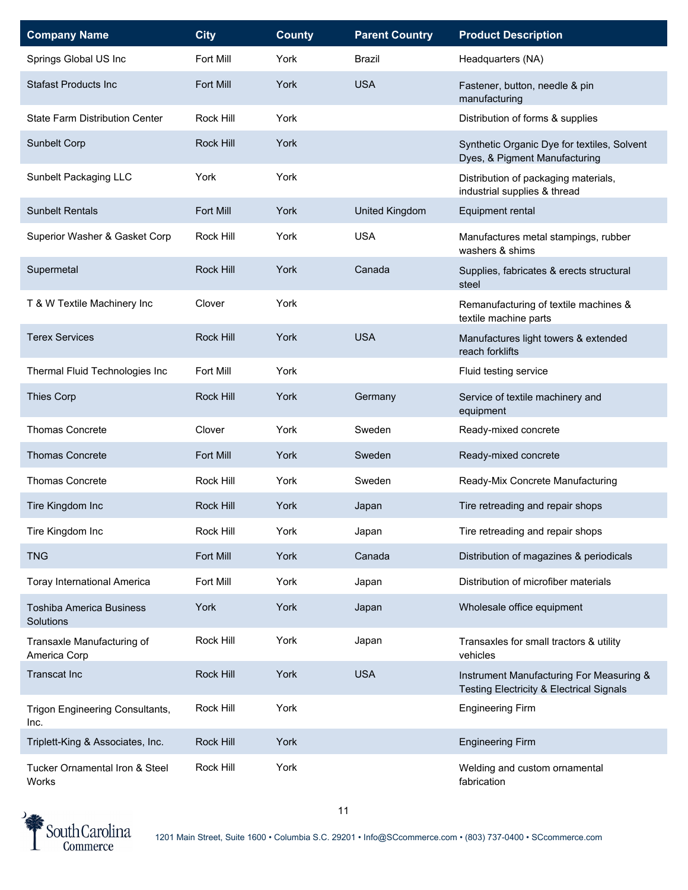| Company Name | City | County | Parent Country | Product Description |
| --- | --- | --- | --- | --- |
| Springs Global US Inc | Fort Mill | York | Brazil | Headquarters (NA) |
| Stafast Products Inc | Fort Mill | York | USA | Fastener, button, needle & pin manufacturing |
| State Farm Distribution Center | Rock Hill | York | | Distribution of forms & supplies |
| Sunbelt Corp | Rock Hill | York | | Synthetic Organic Dye for textiles, Solvent Dyes, & Pigment Manufacturing |
| Sunbelt Packaging LLC | York | York | | Distribution of packaging materials, industrial supplies & thread |
| Sunbelt Rentals | Fort Mill | York | United Kingdom | Equipment rental |
| Superior Washer & Gasket Corp | Rock Hill | York | USA | Manufactures metal stampings, rubber washers & shims |
| Supermetal | Rock Hill | York | Canada | Supplies, fabricates & erects structural steel |
| T & W Textile Machinery Inc | Clover | York | | Remanufacturing of textile machines & textile machine parts |
| Terex Services | Rock Hill | York | USA | Manufactures light towers & extended reach forklifts |
| Thermal Fluid Technologies Inc | Fort Mill | York | | Fluid testing service |
| Thies Corp | Rock Hill | York | Germany | Service of textile machinery and equipment |
| Thomas Concrete | Clover | York | Sweden | Ready-mixed concrete |
| Thomas Concrete | Fort Mill | York | Sweden | Ready-mixed concrete |
| Thomas Concrete | Rock Hill | York | Sweden | Ready-Mix Concrete Manufacturing |
| Tire Kingdom Inc | Rock Hill | York | Japan | Tire retreading and repair shops |
| Tire Kingdom Inc | Rock Hill | York | Japan | Tire retreading and repair shops |
| TNG | Fort Mill | York | Canada | Distribution of magazines & periodicals |
| Toray International America | Fort Mill | York | Japan | Distribution of microfiber materials |
| Toshiba America Business Solutions | York | York | Japan | Wholesale office equipment |
| Transaxle Manufacturing of America Corp | Rock Hill | York | Japan | Transaxles for small tractors & utility vehicles |
| Transcat Inc | Rock Hill | York | USA | Instrument Manufacturing For Measuring & Testing Electricity & Electrical Signals |
| Trigon Engineering Consultants, Inc. | Rock Hill | York | | Engineering Firm |
| Triplett-King & Associates, Inc. | Rock Hill | York | | Engineering Firm |
| Tucker Ornamental Iron & Steel Works | Rock Hill | York | | Welding and custom ornamental fabrication |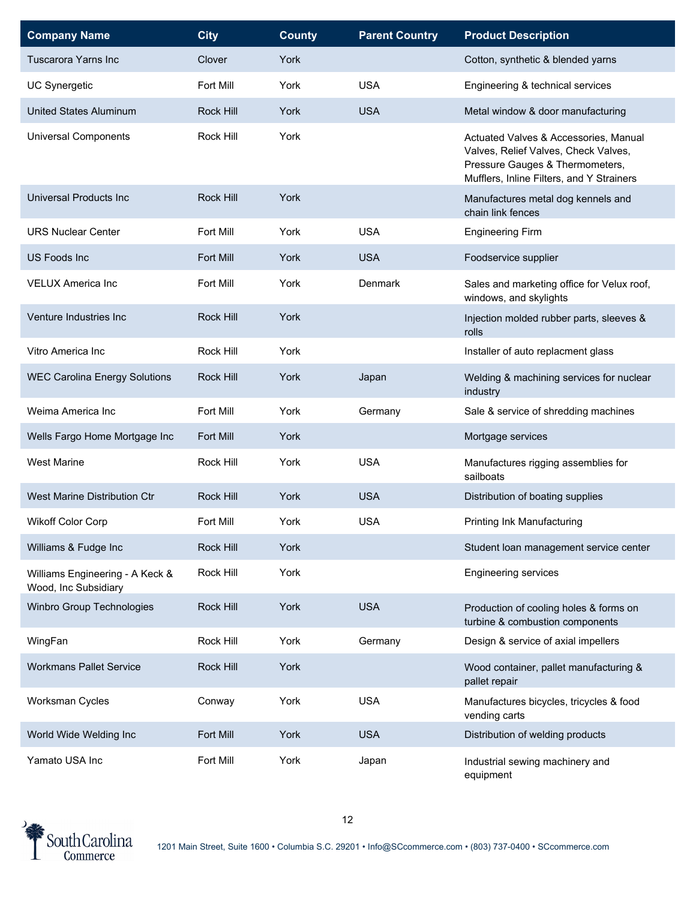| Company Name | City | County | Parent Country | Product Description |
|---|---|---|---|---|
| Tuscarora Yarns Inc | Clover | York | | Cotton, synthetic & blended yarns |
| UC Synergetic | Fort Mill | York | USA | Engineering & technical services |
| United States Aluminum | Rock Hill | York | USA | Metal window & door manufacturing |
| Universal Components | Rock Hill | York | | Actuated Valves & Accessories, Manual Valves, Relief Valves, Check Valves, Pressure Gauges & Thermometers, Mufflers, Inline Filters, and Y Strainers |
| Universal Products Inc | Rock Hill | York | | Manufactures metal dog kennels and chain link fences |
| URS Nuclear Center | Fort Mill | York | USA | Engineering Firm |
| US Foods Inc | Fort Mill | York | USA | Foodservice supplier |
| VELUX America Inc | Fort Mill | York | Denmark | Sales and marketing office for Velux roof, windows, and skylights |
| Venture Industries Inc | Rock Hill | York | | Injection molded rubber parts, sleeves & rolls |
| Vitro America Inc | Rock Hill | York | | Installer of auto replacment glass |
| WEC Carolina Energy Solutions | Rock Hill | York | Japan | Welding & machining services for nuclear industry |
| Weima America Inc | Fort Mill | York | Germany | Sale & service of shredding machines |
| Wells Fargo Home Mortgage Inc | Fort Mill | York | | Mortgage services |
| West Marine | Rock Hill | York | USA | Manufactures rigging assemblies for sailboats |
| West Marine Distribution Ctr | Rock Hill | York | USA | Distribution of boating supplies |
| Wikoff Color Corp | Fort Mill | York | USA | Printing Ink Manufacturing |
| Williams & Fudge Inc | Rock Hill | York | | Student loan management service center |
| Williams Engineering - A Keck & Wood, Inc Subsidiary | Rock Hill | York | | Engineering services |
| Winbro Group Technologies | Rock Hill | York | USA | Production of cooling holes & forms on turbine & combustion components |
| WingFan | Rock Hill | York | Germany | Design & service of axial impellers |
| Workmans Pallet Service | Rock Hill | York | | Wood container, pallet manufacturing & pallet repair |
| Worksman Cycles | Conway | York | USA | Manufactures bicycles, tricycles & food vending carts |
| World Wide Welding Inc | Fort Mill | York | USA | Distribution of welding products |
| Yamato USA Inc | Fort Mill | York | Japan | Industrial sewing machinery and equipment |

South Carolina Commerce

1201 Main Street, Suite 1600 • Columbia S.C. 29201 • Info@SCcommerce.com • (803) 737-0400 • SCcommerce.com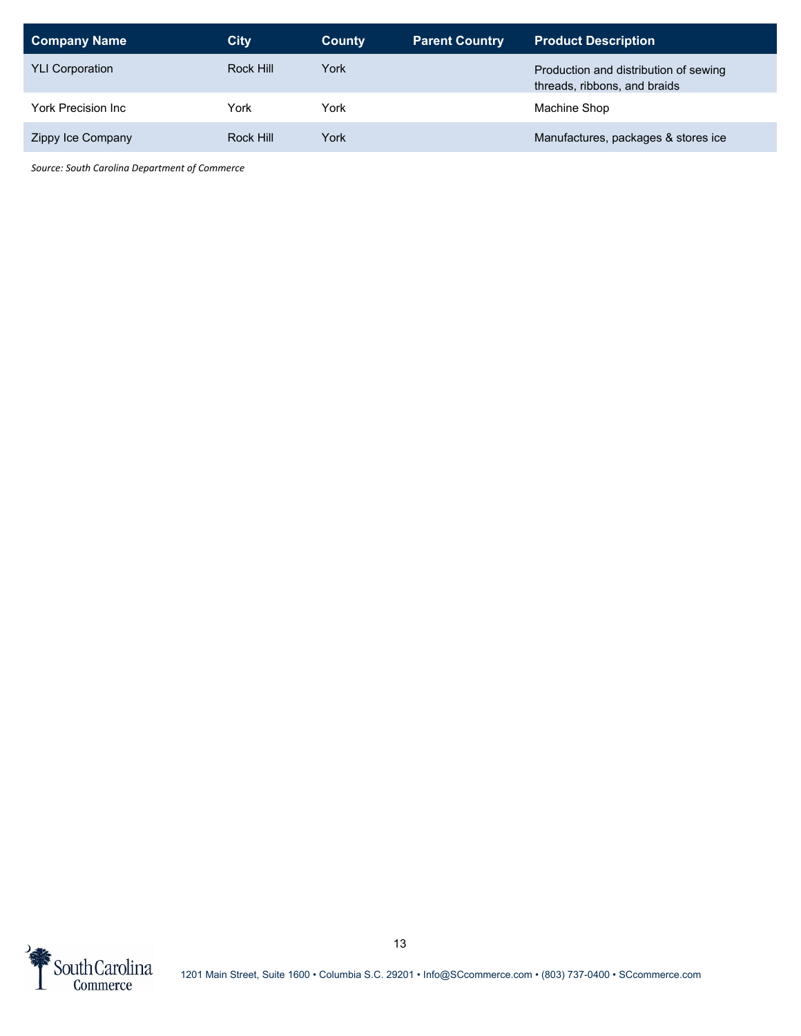| Company Name | City | County | Parent Country | Product Description |
| --- | --- | --- | --- | --- |
| YLI Corporation | Rock Hill | York | | Production and distribution of sewing threads, ribbons, and braids |
| York Precision Inc | York | York | | Machine Shop |
| Zippy Ice Company | Rock Hill | York | | Manufactures, packages & stores ice |

*Source: South Carolina Department of Commerce*